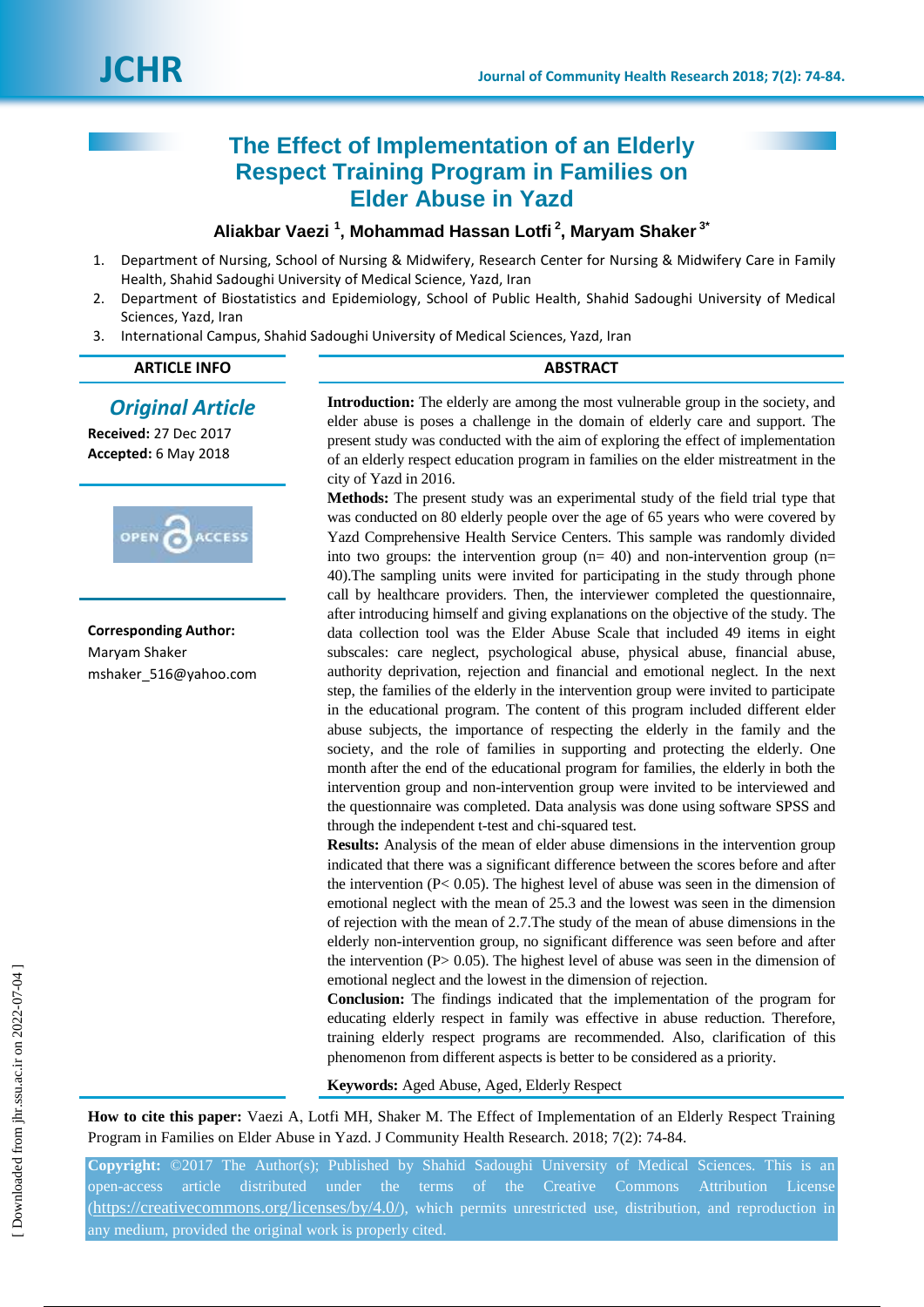# The Effect of Implementation of an Elderly Respect Training Program in Families on Elder Abuse in Yazd

**Aliakbar Vaezi [1], Mohammad Hassan Lotfi [2], Maryam Shaker [3*]**

1. Department of Nursing, School of Nursing & Midwifery, Research Center for Nursing & Midwifery Care in Family Health, Shahid Sadoughi University of Medical Science, Yazd, Iran
2. Department of Biostatistics and Epidemiology, School of Public Health, Shahid Sadoughi University of Medical Sciences, Yazd, Iran
3. International Campus, Shahid Sadoughi University of Medical Sciences, Yazd, Iran

## ARTICLE INFO

*Original Article*

**Received:** 27 Dec 2017
**Accepted:** 6 May 2018

OPEN ACCESS

**Corresponding Author:**
Maryam Shaker
mshaker_516@yahoo.com

## ABSTRACT

**Introduction:** The elderly are among the most vulnerable group in the society, and elder abuse is poses a challenge in the domain of elderly care and support. The present study was conducted with the aim of exploring the effect of implementation of an elderly respect education program in families on the elder mistreatment in the city of Yazd in 2016.

**Methods:** The present study was an experimental study of the field trial type that was conducted on 80 elderly people over the age of 65 years who were covered by Yazd Comprehensive Health Service Centers. This sample was randomly divided into two groups: the intervention group (n= 40) and non-intervention group (n= 40).The sampling units were invited for participating in the study through phone call by healthcare providers. Then, the interviewer completed the questionnaire, after introducing himself and giving explanations on the objective of the study. The data collection tool was the Elder Abuse Scale that included 49 items in eight subscales: care neglect, psychological abuse, physical abuse, financial abuse, authority deprivation, rejection and financial and emotional neglect. In the next step, the families of the elderly in the intervention group were invited to participate in the educational program. The content of this program included different elder abuse subjects, the importance of respecting the elderly in the family and the society, and the role of families in supporting and protecting the elderly. One month after the end of the educational program for families, the elderly in both the intervention group and non-intervention group were invited to be interviewed and the questionnaire was completed. Data analysis was done using software SPSS and through the independent t-test and chi-squared test.

**Results:** Analysis of the mean of elder abuse dimensions in the intervention group indicated that there was a significant difference between the scores before and after the intervention ($P < 0.05$). The highest level of abuse was seen in the dimension of emotional neglect with the mean of 25.3 and the lowest was seen in the dimension of rejection with the mean of 2.7.The study of the mean of abuse dimensions in the elderly non-intervention group, no significant difference was seen before and after the intervention ($P > 0.05$). The highest level of abuse was seen in the dimension of emotional neglect and the lowest in the dimension of rejection.

**Conclusion:** The findings indicated that the implementation of the program for educating elderly respect in family was effective in abuse reduction. Therefore, training elderly respect programs are recommended. Also, clarification of this phenomenon from different aspects is better to be considered as a priority.

**Keywords:** Aged Abuse, Aged, Elderly Respect

**How to cite this paper:** Vaezi A, Lotfi MH, Shaker M. The Effect of Implementation of an Elderly Respect Training Program in Families on Elder Abuse in Yazd. J Community Health Research. 2018; 7(2): 74-84.

**Copyright:** ©2017 The Author(s); Published by Shahid Sadoughi University of Medical Sciences. This is an open-access article distributed under the terms of the Creative Commons Attribution License (https://creativecommons.org/licenses/by/4.0/), which permits unrestricted use, distribution, and reproduction in any medium, provided the original work is properly cited.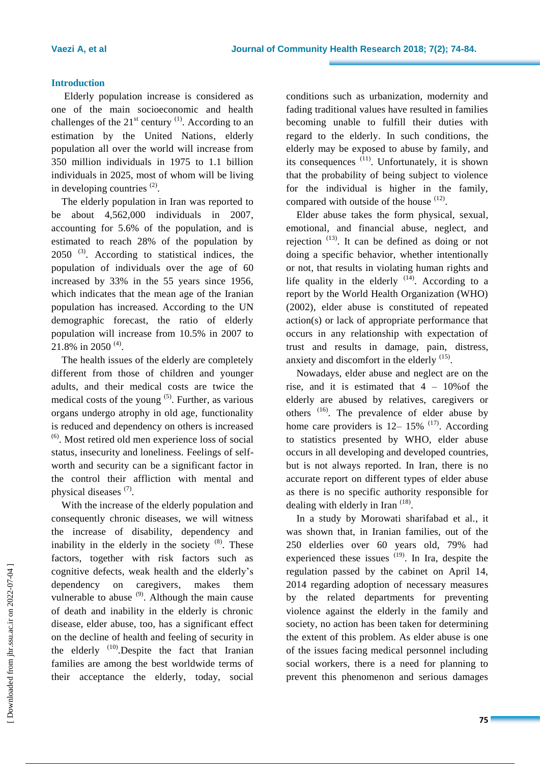## Introduction

Elderly population increase is considered as one of the main socioeconomic and health challenges of the 21st century [1]. According to an estimation by the United Nations, elderly population all over the world will increase from 350 million individuals in 1975 to 1.1 billion individuals in 2025, most of whom will be living in developing countries [2].

The elderly population in Iran was reported to be about 4,562,000 individuals in 2007, accounting for 5.6% of the population, and is estimated to reach 28% of the population by 2050 [3]. According to statistical indices, the population of individuals over the age of 60 increased by 33% in the 55 years since 1956, which indicates that the mean age of the Iranian population has increased. According to the UN demographic forecast, the ratio of elderly population will increase from 10.5% in 2007 to 21.8% in 2050 [4].

The health issues of the elderly are completely different from those of children and younger adults, and their medical costs are twice the medical costs of the young [5]. Further, as various organs undergo atrophy in old age, functionality is reduced and dependency on others is increased [6]. Most retired old men experience loss of social status, insecurity and loneliness. Feelings of self-worth and security can be a significant factor in the control their affliction with mental and physical diseases [7].

With the increase of the elderly population and consequently chronic diseases, we will witness the increase of disability, dependency and inability in the elderly in the society [8]. These factors, together with risk factors such as cognitive defects, weak health and the elderly's dependency on caregivers, makes them vulnerable to abuse [9]. Although the main cause of death and inability in the elderly is chronic disease, elder abuse, too, has a significant effect on the decline of health and feeling of security in the elderly [10].Despite the fact that Iranian families are among the best worldwide terms of their acceptance the elderly, today, social conditions such as urbanization, modernity and fading traditional values have resulted in families becoming unable to fulfill their duties with regard to the elderly. In such conditions, the elderly may be exposed to abuse by family, and its consequences [11]. Unfortunately, it is shown that the probability of being subject to violence for the individual is higher in the family, compared with outside of the house [12].

Elder abuse takes the form physical, sexual, emotional, and financial abuse, neglect, and rejection [13]. It can be defined as doing or not doing a specific behavior, whether intentionally or not, that results in violating human rights and life quality in the elderly [14]. According to a report by the World Health Organization (WHO) (2002), elder abuse is constituted of repeated action(s) or lack of appropriate performance that occurs in any relationship with expectation of trust and results in damage, pain, distress, anxiety and discomfort in the elderly [15].

Nowadays, elder abuse and neglect are on the rise, and it is estimated that 4 – 10%of the elderly are abused by relatives, caregivers or others [16]. The prevalence of elder abuse by home care providers is 12– 15% [17]. According to statistics presented by WHO, elder abuse occurs in all developing and developed countries, but is not always reported. In Iran, there is no accurate report on different types of elder abuse as there is no specific authority responsible for dealing with elderly in Iran [18].

In a study by Morowati sharifabad et al., it was shown that, in Iranian families, out of the 250 elderlies over 60 years old, 79% had experienced these issues [19]. In Ira, despite the regulation passed by the cabinet on April 14, 2014 regarding adoption of necessary measures by the related departments for preventing violence against the elderly in the family and society, no action has been taken for determining the extent of this problem. As elder abuse is one of the issues facing medical personnel including social workers, there is a need for planning to prevent this phenomenon and serious damages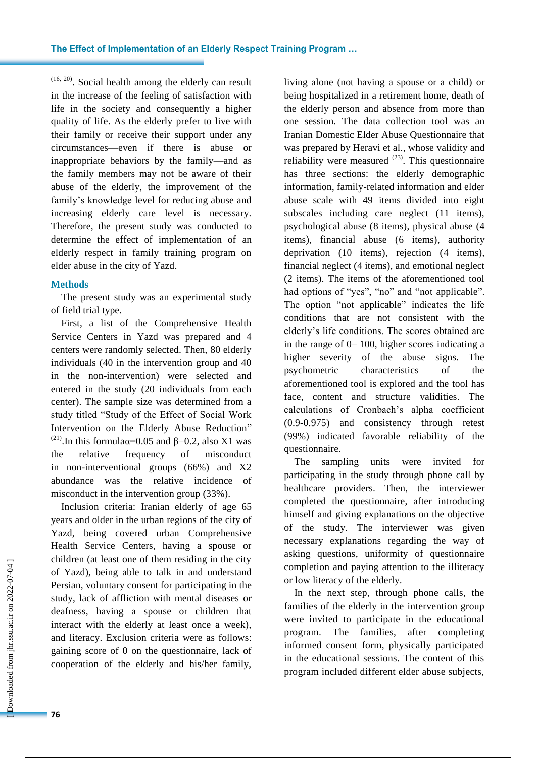[16, 20]. Social health among the elderly can result in the increase of the feeling of satisfaction with life in the society and consequently a higher quality of life. As the elderly prefer to live with their family or receive their support under any circumstances—even if there is abuse or inappropriate behaviors by the family—and as the family members may not be aware of their abuse of the elderly, the improvement of the family's knowledge level for reducing abuse and increasing elderly care level is necessary. Therefore, the present study was conducted to determine the effect of implementation of an elderly respect in family training program on elder abuse in the city of Yazd.

## Methods

The present study was an experimental study of field trial type.

First, a list of the Comprehensive Health Service Centers in Yazd was prepared and 4 centers were randomly selected. Then, 80 elderly individuals (40 in the intervention group and 40 in the non-intervention) were selected and entered in the study (20 individuals from each center). The sample size was determined from a study titled "Study of the Effect of Social Work Intervention on the Elderly Abuse Reduction" [21].In this formula$\alpha$=0.05 and $\beta$=0.2, also X1 was the relative frequency of misconduct in non-interventional groups (66%) and X2 abundance was the relative incidence of misconduct in the intervention group (33%).

Inclusion criteria: Iranian elderly of age 65 years and older in the urban regions of the city of Yazd, being covered urban Comprehensive Health Service Centers, having a spouse or children (at least one of them residing in the city of Yazd), being able to talk in and understand Persian, voluntary consent for participating in the study, lack of affliction with mental diseases or deafness, having a spouse or children that interact with the elderly at least once a week), and literacy. Exclusion criteria were as follows: gaining score of 0 on the questionnaire, lack of cooperation of the elderly and his/her family, living alone (not having a spouse or a child) or being hospitalized in a retirement home, death of the elderly person and absence from more than one session. The data collection tool was an Iranian Domestic Elder Abuse Questionnaire that was prepared by Heravi et al., whose validity and reliability were measured [23]. This questionnaire has three sections: the elderly demographic information, family-related information and elder abuse scale with 49 items divided into eight subscales including care neglect (11 items), psychological abuse (8 items), physical abuse (4 items), financial abuse (6 items), authority deprivation (10 items), rejection (4 items), financial neglect (4 items), and emotional neglect (2 items). The items of the aforementioned tool had options of "yes", "no" and "not applicable". The option "not applicable" indicates the life conditions that are not consistent with the elderly's life conditions. The scores obtained are in the range of 0– 100, higher scores indicating a higher severity of the abuse signs. The psychometric characteristics of the aforementioned tool is explored and the tool has face, content and structure validities. The calculations of Cronbach's alpha coefficient (0.9-0.975) and consistency through retest (99%) indicated favorable reliability of the questionnaire.

The sampling units were invited for participating in the study through phone call by healthcare providers. Then, the interviewer completed the questionnaire, after introducing himself and giving explanations on the objective of the study. The interviewer was given necessary explanations regarding the way of asking questions, uniformity of questionnaire completion and paying attention to the illiteracy or low literacy of the elderly.

In the next step, through phone calls, the families of the elderly in the intervention group were invited to participate in the educational program. The families, after completing informed consent form, physically participated in the educational sessions. The content of this program included different elder abuse subjects,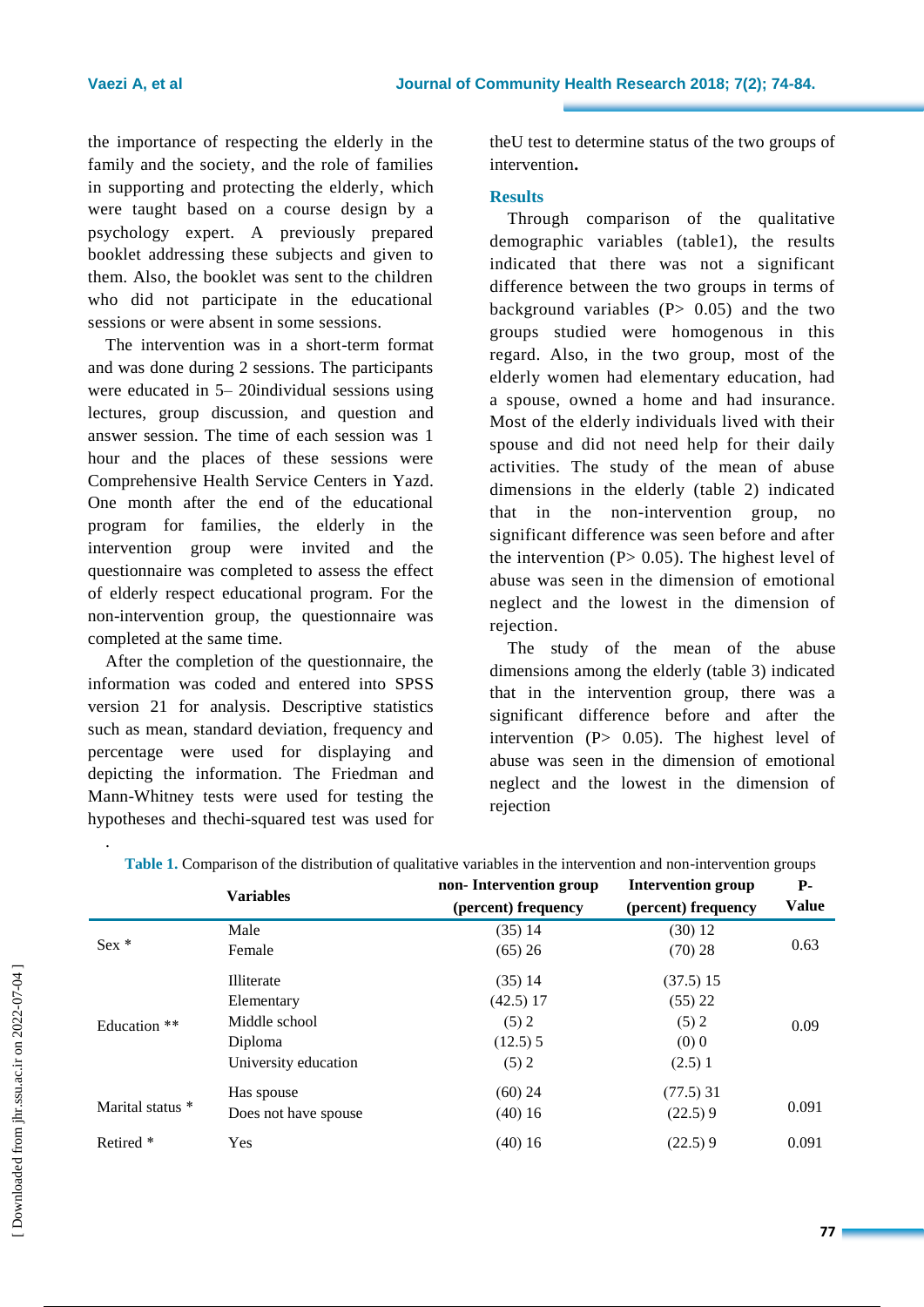the importance of respecting the elderly in the family and the society, and the role of families in supporting and protecting the elderly, which were taught based on a course design by a psychology expert. A previously prepared booklet addressing these subjects and given to them. Also, the booklet was sent to the children who did not participate in the educational sessions or were absent in some sessions.

The intervention was in a short-term format and was done during 2 sessions. The participants were educated in 5– 20individual sessions using lectures, group discussion, and question and answer session. The time of each session was 1 hour and the places of these sessions were Comprehensive Health Service Centers in Yazd. One month after the end of the educational program for families, the elderly in the intervention group were invited and the questionnaire was completed to assess the effect of elderly respect educational program. For the non-intervention group, the questionnaire was completed at the same time.

After the completion of the questionnaire, the information was coded and entered into SPSS version 21 for analysis. Descriptive statistics such as mean, standard deviation, frequency and percentage were used for displaying and depicting the information. The Friedman and Mann-Whitney tests were used for testing the hypotheses and thechi-squared test was used for theU test to determine status of the two groups of intervention**.**

## Results

Through comparison of the qualitative demographic variables (table1), the results indicated that there was not a significant difference between the two groups in terms of background variables (P> 0.05) and the two groups studied were homogenous in this regard. Also, in the two group, most of the elderly women had elementary education, had a spouse, owned a home and had insurance. Most of the elderly individuals lived with their spouse and did not need help for their daily activities. The study of the mean of abuse dimensions in the elderly (table 2) indicated that in the non-intervention group, no significant difference was seen before and after the intervention (P> 0.05). The highest level of abuse was seen in the dimension of emotional neglect and the lowest in the dimension of rejection.

The study of the mean of the abuse dimensions among the elderly (table 3) indicated that in the intervention group, there was a significant difference before and after the intervention (P> 0.05). The highest level of abuse was seen in the dimension of emotional neglect and the lowest in the dimension of rejection

**Table 1.** Comparison of the distribution of qualitative variables in the intervention and non-intervention groups

| Variables | | non- Intervention group (percent) frequency | Intervention group (percent) frequency | P-Value |
|---|---|---|---|---|
| Sex * | Male | (35) 14 | (30) 12 | 0.63 |
| | Female | (65) 26 | (70) 28 | |
| Education ** | Illiterate | (35) 14 | (37.5) 15 | 0.09 |
| | Elementary | (42.5) 17 | (55) 22 | |
| | Middle school | (5) 2 | (5) 2 | |
| | Diploma | (12.5) 5 | (0) 0 | |
| | University education | (5) 2 | (2.5) 1 | |
| Marital status * | Has spouse | (60) 24 | (77.5) 31 | 0.091 |
| | Does not have spouse | (40) 16 | (22.5) 9 | |
| Retired * | Yes | (40) 16 | (22.5) 9 | 0.091 |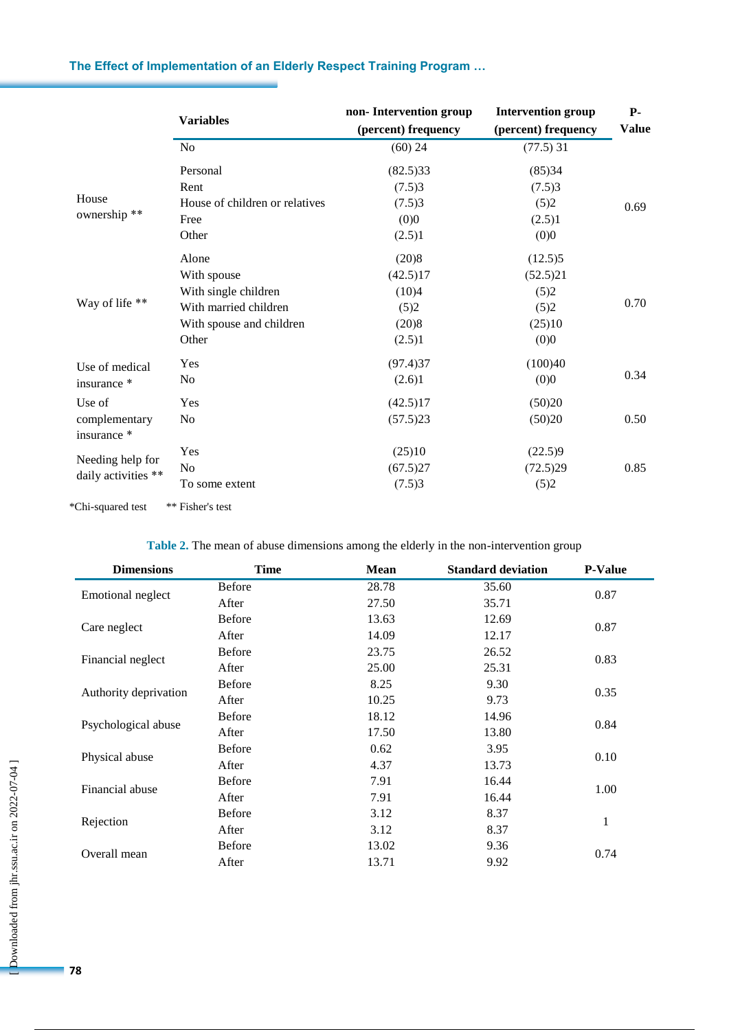| | Variables | non- Intervention group (percent) frequency | Intervention group (percent) frequency | P-Value |
|---|---|---|---|---|
| | No | (60) 24 | (77.5) 31 | |
| House ownership ** | Personal | (82.5)33 | (85)34 | 0.69 |
| | Rent | (7.5)3 | (7.5)3 | |
| | House of children or relatives | (7.5)3 | (5)2 | |
| | Free | (0)0 | (2.5)1 | |
| | Other | (2.5)1 | (0)0 | |
| Way of life ** | Alone | (20)8 | (12.5)5 | 0.70 |
| | With spouse | (42.5)17 | (52.5)21 | |
| | With single children | (10)4 | (5)2 | |
| | With married children | (5)2 | (5)2 | |
| | With spouse and children | (20)8 | (25)10 | |
| | Other | (2.5)1 | (0)0 | |
| Use of medical insurance * | Yes | (97.4)37 | (100)40 | 0.34 |
| | No | (2.6)1 | (0)0 | |
| Use of complementary insurance * | Yes | (42.5)17 | (50)20 | 0.50 |
| | No | (57.5)23 | (50)20 | |
| Needing help for daily activities ** | Yes | (25)10 | (22.5)9 | 0.85 |
| | No | (67.5)27 | (72.5)29 | |
| | To some extent | (7.5)3 | (5)2 | |

*Chi-squared test ** Fisher's test

**Table 2.** The mean of abuse dimensions among the elderly in the non-intervention group

| Dimensions | Time | Mean | Standard deviation | P-Value |
|---|---|---|---|---|
| Emotional neglect | Before | 28.78 | 35.60 | 0.87 |
| | After | 27.50 | 35.71 | |
| Care neglect | Before | 13.63 | 12.69 | 0.87 |
| | After | 14.09 | 12.17 | |
| Financial neglect | Before | 23.75 | 26.52 | 0.83 |
| | After | 25.00 | 25.31 | |
| Authority deprivation | Before | 8.25 | 9.30 | 0.35 |
| | After | 10.25 | 9.73 | |
| Psychological abuse | Before | 18.12 | 14.96 | 0.84 |
| | After | 17.50 | 13.80 | |
| Physical abuse | Before | 0.62 | 3.95 | 0.10 |
| | After | 4.37 | 13.73 | |
| Financial abuse | Before | 7.91 | 16.44 | 1.00 |
| | After | 7.91 | 16.44 | |
| Rejection | Before | 3.12 | 8.37 | 1 |
| | After | 3.12 | 8.37 | |
| Overall mean | Before | 13.02 | 9.36 | 0.74 |
| | After | 13.71 | 9.92 | |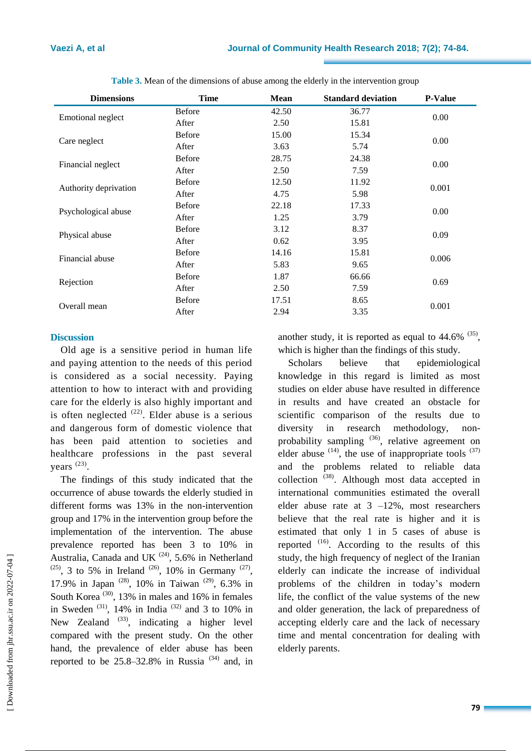**Table 3.** Mean of the dimensions of abuse among the elderly in the intervention group

| Dimensions | Time | Mean | Standard deviation | P-Value |
|---|---|---|---|---|
| Emotional neglect | Before | 42.50 | 36.77 | 0.00 |
| | After | 2.50 | 15.81 | |
| Care neglect | Before | 15.00 | 15.34 | 0.00 |
| | After | 3.63 | 5.74 | |
| Financial neglect | Before | 28.75 | 24.38 | 0.00 |
| | After | 2.50 | 7.59 | |
| Authority deprivation | Before | 12.50 | 11.92 | 0.001 |
| | After | 4.75 | 5.98 | |
| Psychological abuse | Before | 22.18 | 17.33 | 0.00 |
| | After | 1.25 | 3.79 | |
| Physical abuse | Before | 3.12 | 8.37 | 0.09 |
| | After | 0.62 | 3.95 | |
| Financial abuse | Before | 14.16 | 15.81 | 0.006 |
| | After | 5.83 | 9.65 | |
| Rejection | Before | 1.87 | 66.66 | 0.69 |
| | After | 2.50 | 7.59 | |
| Overall mean | Before | 17.51 | 8.65 | 0.001 |
| | After | 2.94 | 3.35 | |

## Discussion

Old age is a sensitive period in human life and paying attention to the needs of this period is considered as a social necessity. Paying attention to how to interact with and providing care for the elderly is also highly important and is often neglected [22]. Elder abuse is a serious and dangerous form of domestic violence that has been paid attention to societies and healthcare professions in the past several years [23].

The findings of this study indicated that the occurrence of abuse towards the elderly studied in different forms was 13% in the non-intervention group and 17% in the intervention group before the implementation of the intervention. The abuse prevalence reported has been 3 to 10% in Australia, Canada and UK [24], 5.6% in Netherland [25], 3 to 5% in Ireland [26], 10% in Germany [27], 17.9% in Japan [28], 10% in Taiwan [29], 6.3% in South Korea [30], 13% in males and 16% in females in Sweden [31], 14% in India [32] and 3 to 10% in New Zealand [33], indicating a higher level compared with the present study. On the other hand, the prevalence of elder abuse has been reported to be 25.8–32.8% in Russia [34] and, in another study, it is reported as equal to 44.6% [35], which is higher than the findings of this study.

Scholars believe that epidemiological knowledge in this regard is limited as most studies on elder abuse have resulted in difference in results and have created an obstacle for scientific comparison of the results due to diversity in research methodology, non-probability sampling [36], relative agreement on elder abuse [14], the use of inappropriate tools [37] and the problems related to reliable data collection [38]. Although most data accepted in international communities estimated the overall elder abuse rate at 3 –12%, most researchers believe that the real rate is higher and it is estimated that only 1 in 5 cases of abuse is reported [16]. According to the results of this study, the high frequency of neglect of the Iranian elderly can indicate the increase of individual problems of the children in today's modern life, the conflict of the value systems of the new and older generation, the lack of preparedness of accepting elderly care and the lack of necessary time and mental concentration for dealing with elderly parents.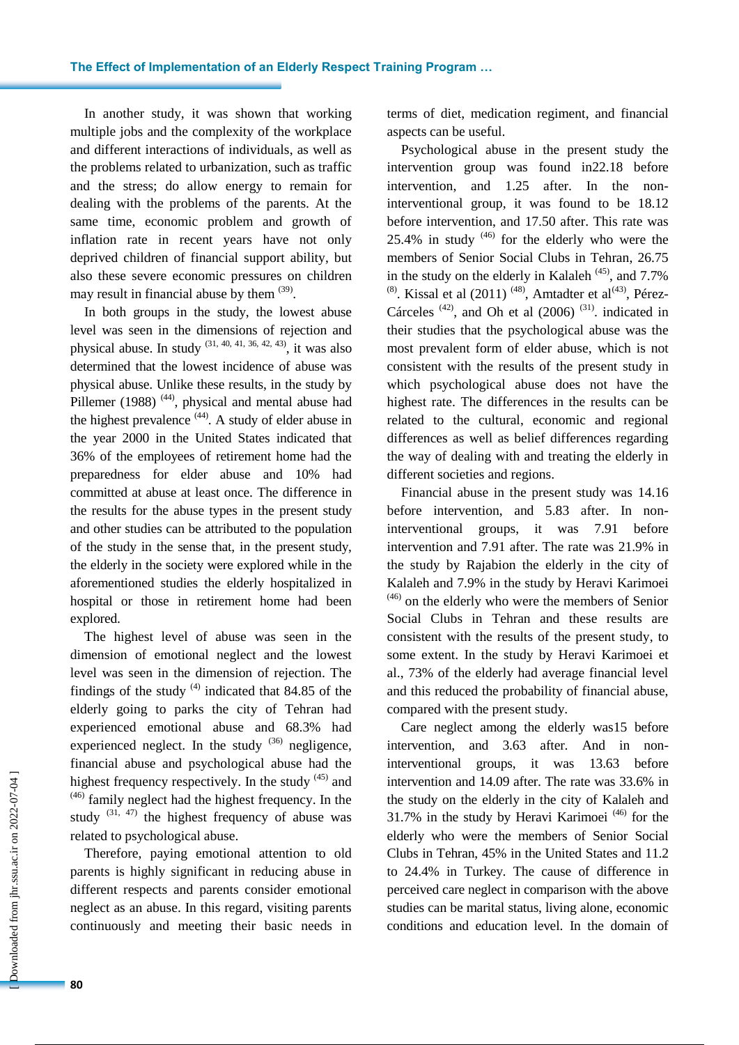In another study, it was shown that working multiple jobs and the complexity of the workplace and different interactions of individuals, as well as the problems related to urbanization, such as traffic and the stress; do allow energy to remain for dealing with the problems of the parents. At the same time, economic problem and growth of inflation rate in recent years have not only deprived children of financial support ability, but also these severe economic pressures on children may result in financial abuse by them [39].

In both groups in the study, the lowest abuse level was seen in the dimensions of rejection and physical abuse. In study [31, 40, 41, 36, 42, 43], it was also determined that the lowest incidence of abuse was physical abuse. Unlike these results, in the study by Pillemer (1988) [44], physical and mental abuse had the highest prevalence [44]. A study of elder abuse in the year 2000 in the United States indicated that 36% of the employees of retirement home had the preparedness for elder abuse and 10% had committed at abuse at least once. The difference in the results for the abuse types in the present study and other studies can be attributed to the population of the study in the sense that, in the present study, the elderly in the society were explored while in the aforementioned studies the elderly hospitalized in hospital or those in retirement home had been explored.

The highest level of abuse was seen in the dimension of emotional neglect and the lowest level was seen in the dimension of rejection. The findings of the study [4] indicated that 84.85 of the elderly going to parks the city of Tehran had experienced emotional abuse and 68.3% had experienced neglect. In the study [36] negligence, financial abuse and psychological abuse had the highest frequency respectively. In the study [45] and [46] family neglect had the highest frequency. In the study [31, 47] the highest frequency of abuse was related to psychological abuse.

Therefore, paying emotional attention to old parents is highly significant in reducing abuse in different respects and parents consider emotional neglect as an abuse. In this regard, visiting parents continuously and meeting their basic needs in terms of diet, medication regiment, and financial aspects can be useful.

Psychological abuse in the present study the intervention group was found in22.18 before intervention, and 1.25 after. In the non-interventional group, it was found to be 18.12 before intervention, and 17.50 after. This rate was 25.4% in study [46] for the elderly who were the members of Senior Social Clubs in Tehran, 26.75 in the study on the elderly in Kalaleh [45], and 7.7% [8]. Kissal et al (2011) [48], Amtadter et al[43], Pérez-Cárceles [42], and Oh et al (2006) [31]. indicated in their studies that the psychological abuse was the most prevalent form of elder abuse, which is not consistent with the results of the present study in which psychological abuse does not have the highest rate. The differences in the results can be related to the cultural, economic and regional differences as well as belief differences regarding the way of dealing with and treating the elderly in different societies and regions.

Financial abuse in the present study was 14.16 before intervention, and 5.83 after. In non-interventional groups, it was 7.91 before intervention and 7.91 after. The rate was 21.9% in the study by Rajabion the elderly in the city of Kalaleh and 7.9% in the study by Heravi Karimoei [46] on the elderly who were the members of Senior Social Clubs in Tehran and these results are consistent with the results of the present study, to some extent. In the study by Heravi Karimoei et al., 73% of the elderly had average financial level and this reduced the probability of financial abuse, compared with the present study.

Care neglect among the elderly was15 before intervention, and 3.63 after. And in non-interventional groups, it was 13.63 before intervention and 14.09 after. The rate was 33.6% in the study on the elderly in the city of Kalaleh and 31.7% in the study by Heravi Karimoei [46] for the elderly who were the members of Senior Social Clubs in Tehran, 45% in the United States and 11.2 to 24.4% in Turkey. The cause of difference in perceived care neglect in comparison with the above studies can be marital status, living alone, economic conditions and education level. In the domain of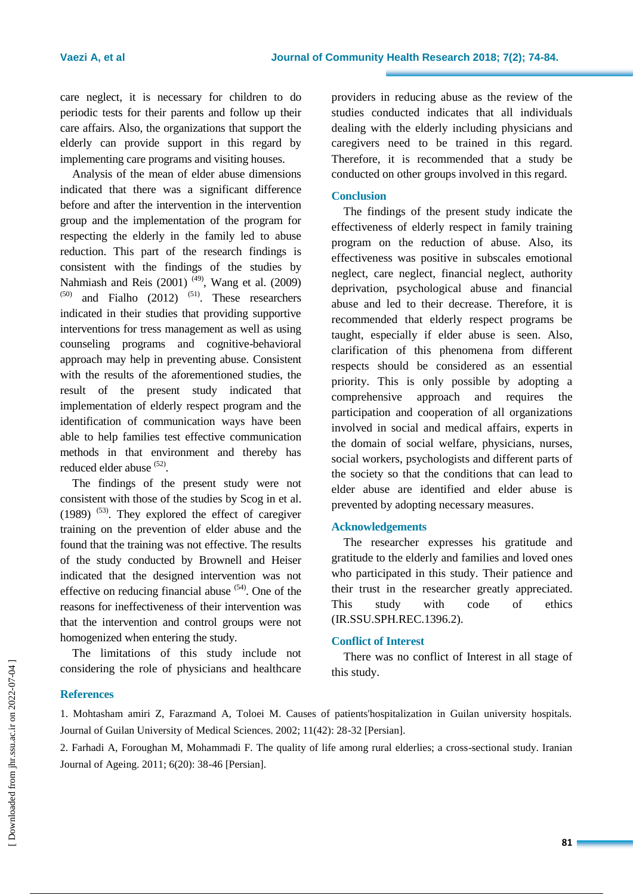care neglect, it is necessary for children to do periodic tests for their parents and follow up their care affairs. Also, the organizations that support the elderly can provide support in this regard by implementing care programs and visiting houses.

Analysis of the mean of elder abuse dimensions indicated that there was a significant difference before and after the intervention in the intervention group and the implementation of the program for respecting the elderly in the family led to abuse reduction. This part of the research findings is consistent with the findings of the studies by Nahmiash and Reis (2001) [49], Wang et al. (2009) [50] and Fialho (2012) [51]. These researchers indicated in their studies that providing supportive interventions for tress management as well as using counseling programs and cognitive-behavioral approach may help in preventing abuse. Consistent with the results of the aforementioned studies, the result of the present study indicated that implementation of elderly respect program and the identification of communication ways have been able to help families test effective communication methods in that environment and thereby has reduced elder abuse [52].

The findings of the present study were not consistent with those of the studies by Scog in et al. (1989) [53]. They explored the effect of caregiver training on the prevention of elder abuse and the found that the training was not effective. The results of the study conducted by Brownell and Heiser indicated that the designed intervention was not effective on reducing financial abuse [54]. One of the reasons for ineffectiveness of their intervention was that the intervention and control groups were not homogenized when entering the study.

The limitations of this study include not considering the role of physicians and healthcare providers in reducing abuse as the review of the studies conducted indicates that all individuals dealing with the elderly including physicians and caregivers need to be trained in this regard. Therefore, it is recommended that a study be conducted on other groups involved in this regard.

## Conclusion

The findings of the present study indicate the effectiveness of elderly respect in family training program on the reduction of abuse. Also, its effectiveness was positive in subscales emotional neglect, care neglect, financial neglect, authority deprivation, psychological abuse and financial abuse and led to their decrease. Therefore, it is recommended that elderly respect programs be taught, especially if elder abuse is seen. Also, clarification of this phenomena from different respects should be considered as an essential priority. This is only possible by adopting a comprehensive approach and requires the participation and cooperation of all organizations involved in social and medical affairs, experts in the domain of social welfare, physicians, nurses, social workers, psychologists and different parts of the society so that the conditions that can lead to elder abuse are identified and elder abuse is prevented by adopting necessary measures.

## Acknowledgements

The researcher expresses his gratitude and gratitude to the elderly and families and loved ones who participated in this study. Their patience and their trust in the researcher greatly appreciated. This study with code of ethics (IR.SSU.SPH.REC.1396.2).

## Conflict of Interest

There was no conflict of Interest in all stage of this study.

## References

1. Mohtasham amiri Z, Farazmand A, Toloei M. Causes of patients'hospitalization in Guilan university hospitals. Journal of Guilan University of Medical Sciences. 2002; 11(42): 28-32 [Persian].

2. Farhadi A, Foroughan M, Mohammadi F. The quality of life among rural elderlies; a cross-sectional study. Iranian Journal of Ageing. 2011; 6(20): 38-46 [Persian].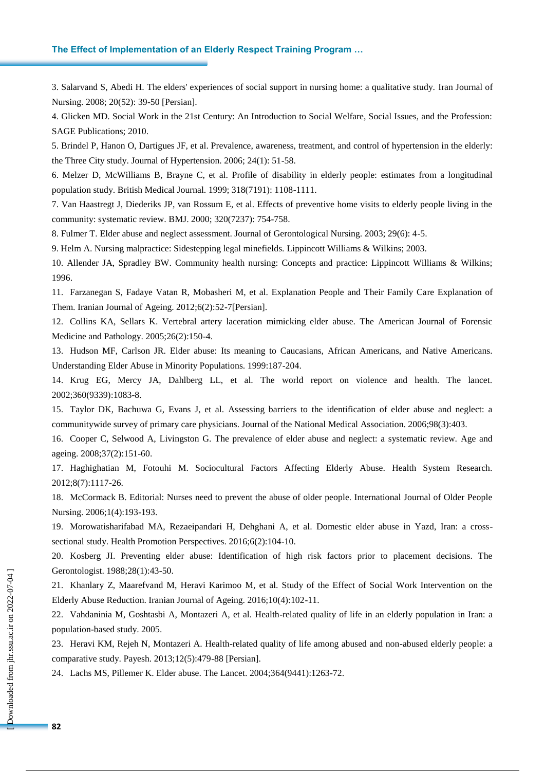3. Salarvand S, Abedi H. The elders' experiences of social support in nursing home: a qualitative study. Iran Journal of Nursing. 2008; 20(52): 39-50 [Persian].

4. Glicken MD. Social Work in the 21st Century: An Introduction to Social Welfare, Social Issues, and the Profession: SAGE Publications; 2010.

5. Brindel P, Hanon O, Dartigues JF, et al. Prevalence, awareness, treatment, and control of hypertension in the elderly: the Three City study. Journal of Hypertension. 2006; 24(1): 51-58.

6. Melzer D, McWilliams B, Brayne C, et al. Profile of disability in elderly people: estimates from a longitudinal population study. British Medical Journal. 1999; 318(7191): 1108-1111.

7. Van Haastregt J, Diederiks JP, van Rossum E, et al. Effects of preventive home visits to elderly people living in the community: systematic review. BMJ. 2000; 320(7237): 754-758.

8. Fulmer T. Elder abuse and neglect assessment. Journal of Gerontological Nursing. 2003; 29(6): 4-5.

9. Helm A. Nursing malpractice: Sidestepping legal minefields. Lippincott Williams & Wilkins; 2003.

10. Allender JA, Spradley BW. Community health nursing: Concepts and practice: Lippincott Williams & Wilkins; 1996.

11. Farzanegan S, Fadaye Vatan R, Mobasheri M, et al. Explanation People and Their Family Care Explanation of Them. Iranian Journal of Ageing. 2012;6(2):52-7[Persian].

12. Collins KA, Sellars K. Vertebral artery laceration mimicking elder abuse. The American Journal of Forensic Medicine and Pathology. 2005;26(2):150-4.

13. Hudson MF, Carlson JR. Elder abuse: Its meaning to Caucasians, African Americans, and Native Americans. Understanding Elder Abuse in Minority Populations. 1999:187-204.

14. Krug EG, Mercy JA, Dahlberg LL, et al. The world report on violence and health. The lancet. 2002;360(9339):1083-8.

15. Taylor DK, Bachuwa G, Evans J, et al. Assessing barriers to the identification of elder abuse and neglect: a communitywide survey of primary care physicians. Journal of the National Medical Association. 2006;98(3):403.

16. Cooper C, Selwood A, Livingston G. The prevalence of elder abuse and neglect: a systematic review. Age and ageing. 2008;37(2):151-60.

17. Haghighatian M, Fotouhi M. Sociocultural Factors Affecting Elderly Abuse. Health System Research. 2012;8(7):1117-26.

18. McCormack B. Editorial: Nurses need to prevent the abuse of older people. International Journal of Older People Nursing. 2006;1(4):193-193.

19. Morowatisharifabad MA, Rezaeipandari H, Dehghani A, et al. Domestic elder abuse in Yazd, Iran: a cross-sectional study. Health Promotion Perspectives. 2016;6(2):104-10.

20. Kosberg JI. Preventing elder abuse: Identification of high risk factors prior to placement decisions. The Gerontologist. 1988;28(1):43-50.

21. Khanlary Z, Maarefvand M, Heravi Karimoo M, et al. Study of the Effect of Social Work Intervention on the Elderly Abuse Reduction. Iranian Journal of Ageing. 2016;10(4):102-11.

22. Vahdaninia M, Goshtasbi A, Montazeri A, et al. Health-related quality of life in an elderly population in Iran: a population-based study. 2005.

23. Heravi KM, Rejeh N, Montazeri A. Health-related quality of life among abused and non-abused elderly people: a comparative study. Payesh. 2013;12(5):479-88 [Persian].

24. Lachs MS, Pillemer K. Elder abuse. The Lancet. 2004;364(9441):1263-72.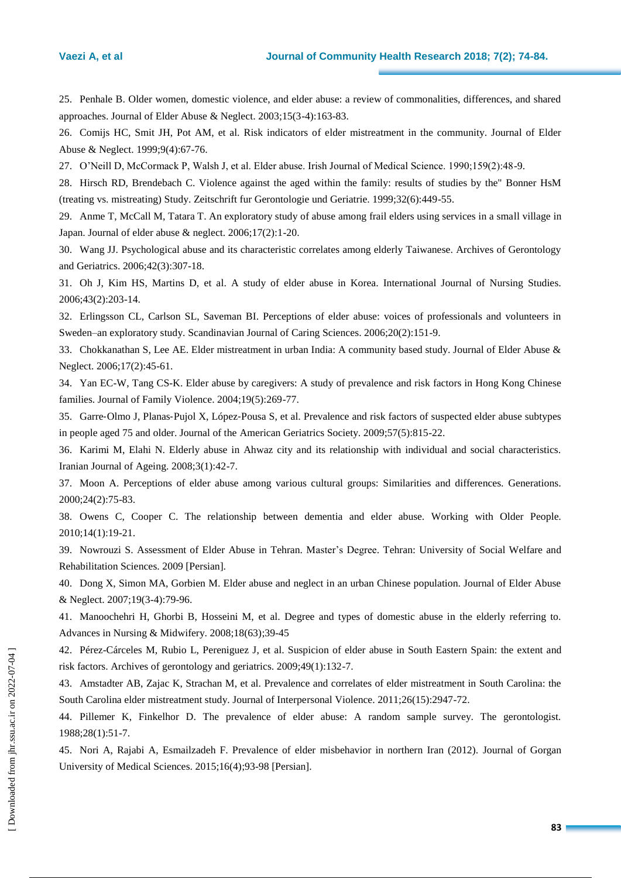25. Penhale B. Older women, domestic violence, and elder abuse: a review of commonalities, differences, and shared approaches. Journal of Elder Abuse & Neglect. 2003;15(3-4):163-83.

26. Comijs HC, Smit JH, Pot AM, et al. Risk indicators of elder mistreatment in the community. Journal of Elder Abuse & Neglect. 1999;9(4):67-76.

27. O'Neill D, McCormack P, Walsh J, et al. Elder abuse. Irish Journal of Medical Science. 1990;159(2):48-9.

28. Hirsch RD, Brendebach C. Violence against the aged within the family: results of studies by the" Bonner HsM (treating vs. mistreating) Study. Zeitschrift fur Gerontologie und Geriatrie. 1999;32(6):449-55.

29. Anme T, McCall M, Tatara T. An exploratory study of abuse among frail elders using services in a small village in Japan. Journal of elder abuse & neglect. 2006;17(2):1-20.

30. Wang JJ. Psychological abuse and its characteristic correlates among elderly Taiwanese. Archives of Gerontology and Geriatrics. 2006;42(3):307-18.

31. Oh J, Kim HS, Martins D, et al. A study of elder abuse in Korea. International Journal of Nursing Studies. 2006;43(2):203-14.

32. Erlingsson CL, Carlson SL, Saveman BI. Perceptions of elder abuse: voices of professionals and volunteers in Sweden–an exploratory study. Scandinavian Journal of Caring Sciences. 2006;20(2):151-9.

33. Chokkanathan S, Lee AE. Elder mistreatment in urban India: A community based study. Journal of Elder Abuse & Neglect. 2006;17(2):45-61.

34. Yan EC-W, Tang CS-K. Elder abuse by caregivers: A study of prevalence and risk factors in Hong Kong Chinese families. Journal of Family Violence. 2004;19(5):269-77.

35. Garre‐Olmo J, Planas‐Pujol X, López‐Pousa S, et al. Prevalence and risk factors of suspected elder abuse subtypes in people aged 75 and older. Journal of the American Geriatrics Society. 2009;57(5):815-22.

36. Karimi M, Elahi N. Elderly abuse in Ahwaz city and its relationship with individual and social characteristics. Iranian Journal of Ageing. 2008;3(1):42-7.

37. Moon A. Perceptions of elder abuse among various cultural groups: Similarities and differences. Generations. 2000;24(2):75-83.

38. Owens C, Cooper C. The relationship between dementia and elder abuse. Working with Older People. 2010;14(1):19-21.

39. Nowrouzi S. Assessment of Elder Abuse in Tehran. Master's Degree. Tehran: University of Social Welfare and Rehabilitation Sciences. 2009 [Persian].

40. Dong X, Simon MA, Gorbien M. Elder abuse and neglect in an urban Chinese population. Journal of Elder Abuse & Neglect. 2007;19(3-4):79-96.

41. Manoochehri H, Ghorbi B, Hosseini M, et al. Degree and types of domestic abuse in the elderly referring to. Advances in Nursing & Midwifery. 2008;18(63);39-45

42. Pérez-Cárceles M, Rubio L, Pereniguez J, et al. Suspicion of elder abuse in South Eastern Spain: the extent and risk factors. Archives of gerontology and geriatrics. 2009;49(1):132-7.

43. Amstadter AB, Zajac K, Strachan M, et al. Prevalence and correlates of elder mistreatment in South Carolina: the South Carolina elder mistreatment study. Journal of Interpersonal Violence. 2011;26(15):2947-72.

44. Pillemer K, Finkelhor D. The prevalence of elder abuse: A random sample survey. The gerontologist. 1988;28(1):51-7.

45. Nori A, Rajabi A, Esmailzadeh F. Prevalence of elder misbehavior in northern Iran (2012). Journal of Gorgan University of Medical Sciences. 2015;16(4);93-98 [Persian].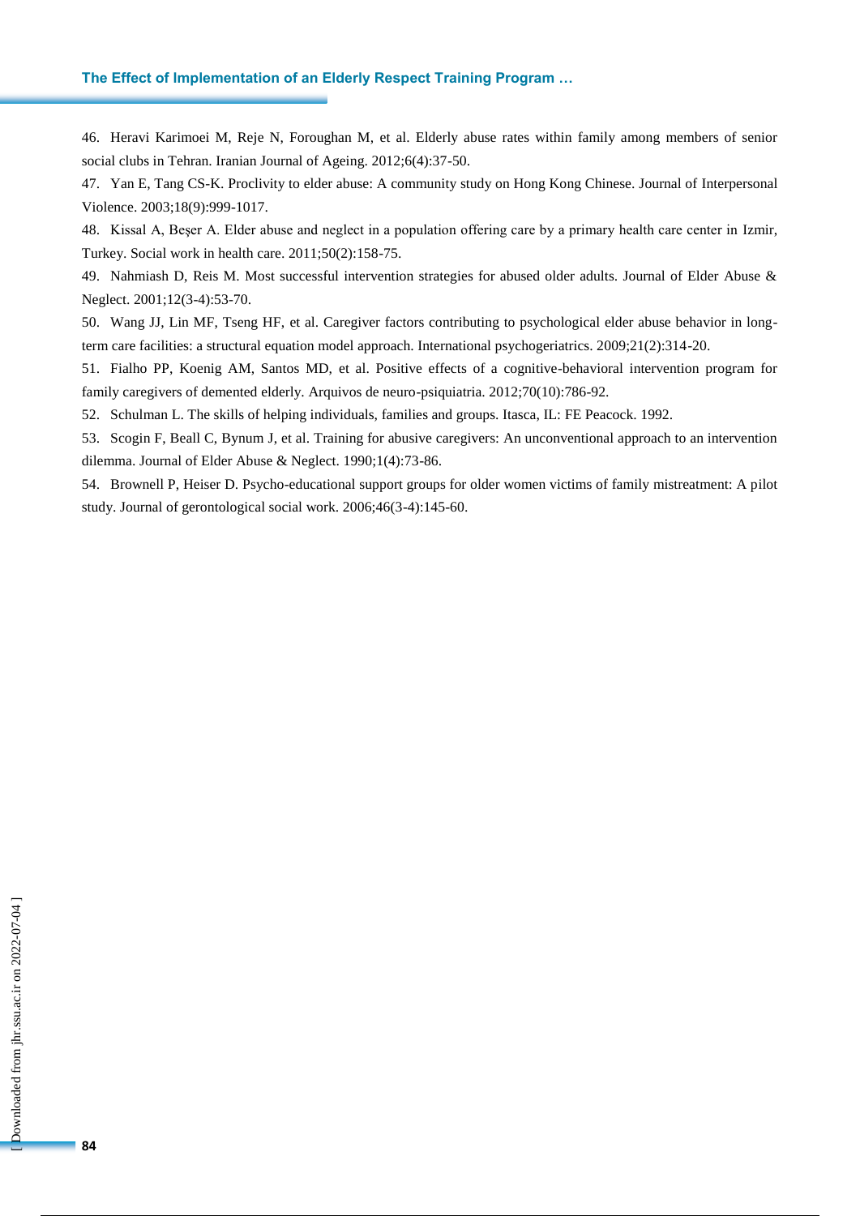46. Heravi Karimoei M, Reje N, Foroughan M, et al. Elderly abuse rates within family among members of senior social clubs in Tehran. Iranian Journal of Ageing. 2012;6(4):37-50.

47. Yan E, Tang CS-K. Proclivity to elder abuse: A community study on Hong Kong Chinese. Journal of Interpersonal Violence. 2003;18(9):999-1017.

48. Kissal A, Beşer A. Elder abuse and neglect in a population offering care by a primary health care center in Izmir, Turkey. Social work in health care. 2011;50(2):158-75.

49. Nahmiash D, Reis M. Most successful intervention strategies for abused older adults. Journal of Elder Abuse & Neglect. 2001;12(3-4):53-70.

50. Wang JJ, Lin MF, Tseng HF, et al. Caregiver factors contributing to psychological elder abuse behavior in long-term care facilities: a structural equation model approach. International psychogeriatrics. 2009;21(2):314-20.

51. Fialho PP, Koenig AM, Santos MD, et al. Positive effects of a cognitive-behavioral intervention program for family caregivers of demented elderly. Arquivos de neuro-psiquiatria. 2012;70(10):786-92.

52. Schulman L. The skills of helping individuals, families and groups. Itasca, IL: FE Peacock. 1992.

53. Scogin F, Beall C, Bynum J, et al. Training for abusive caregivers: An unconventional approach to an intervention dilemma. Journal of Elder Abuse & Neglect. 1990;1(4):73-86.

54. Brownell P, Heiser D. Psycho-educational support groups for older women victims of family mistreatment: A pilot study. Journal of gerontological social work. 2006;46(3-4):145-60.